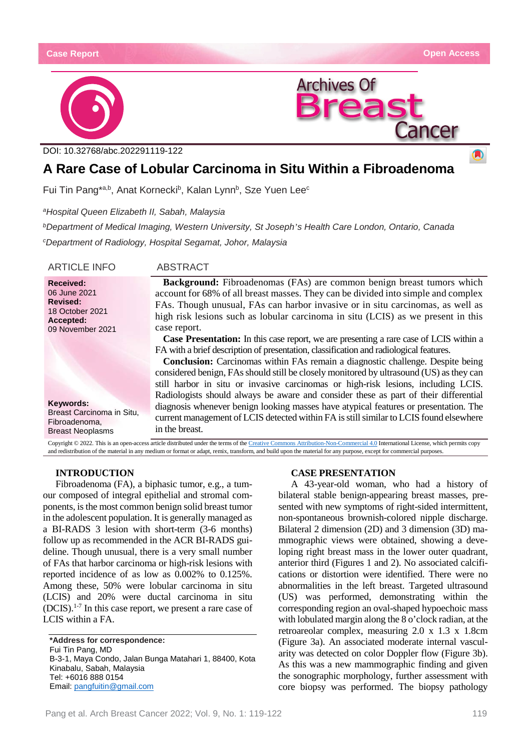Case Report

Open Access

DOI: 10.32768/abc.202291119-122

# A Rare Case of Lobular Carcinoma in Situ Within a Fibroadenoma

Fui Tin Pang*[a,b], Anat Kornecki[b], Kalan Lynn[b], Sze Yuen Lee[c]

[a]*Hospital Queen Elizabeth II, Sabah, Malaysia*

[b]*Department of Medical Imaging, Western University, St Joseph's Health Care London, Ontario, Canada*

[c]*Department of Radiology, Hospital Segamat, Johor, Malaysia*

## ARTICLE INFO

**Received:**
06 June 2021
**Revised:**
18 October 2021
**Accepted:**
09 November 2021

**Keywords:**
Breast Carcinoma in Situ,
Fibroadenoma,
Breast Neoplasms

## ABSTRACT

**Background:** Fibroadenomas (FAs) are common benign breast tumors which account for 68% of all breast masses. They can be divided into simple and complex FAs. Though unusual, FAs can harbor invasive or in situ carcinomas, as well as high risk lesions such as lobular carcinoma in situ (LCIS) as we present in this case report.

**Case Presentation:** In this case report, we are presenting a rare case of LCIS within a FA with a brief description of presentation, classification and radiological features.

**Conclusion:** Carcinomas within FAs remain a diagnostic challenge. Despite being considered benign, FAs should still be closely monitored by ultrasound (US) as they can still harbor in situ or invasive carcinomas or high-risk lesions, including LCIS. Radiologists should always be aware and consider these as part of their differential diagnosis whenever benign looking masses have atypical features or presentation. The current management of LCIS detected within FA is still similar to LCIS found elsewhere in the breast.

Copyright © 2022. This is an open-access article distributed under the terms of the Creative Commons Attribution-Non-Commercial 4.0 International License, which permits copy and redistribution of the material in any medium or format or adapt, remix, transform, and build upon the material for any purpose, except for commercial purposes.

## INTRODUCTION

Fibroadenoma (FA), a biphasic tumor, e.g., a tumour composed of integral epithelial and stromal components, is the most common benign solid breast tumor in the adolescent population. It is generally managed as a BI-RADS 3 lesion with short-term (3-6 months) follow up as recommended in the ACR BI-RADS guideline. Though unusual, there is a very small number of FAs that harbor carcinoma or high-risk lesions with reported incidence of as low as 0.002% to 0.125%. Among these, 50% were lobular carcinoma in situ (LCIS) and 20% were ductal carcinoma in situ (DCIS).[1-7] In this case report, we present a rare case of LCIS within a FA.

**\*Address for correspondence:**
Fui Tin Pang, MD
B-3-1, Maya Condo, Jalan Bunga Matahari 1, 88400, Kota Kinabalu, Sabah, Malaysia
Tel: +6016 888 0154
Email: pangfuitin@gmail.com

## CASE PRESENTATION

A 43-year-old woman, who had a history of bilateral stable benign-appearing breast masses, presented with new symptoms of right-sided intermittent, non-spontaneous brownish-colored nipple discharge. Bilateral 2 dimension (2D) and 3 dimension (3D) mammographic views were obtained, showing a developing right breast mass in the lower outer quadrant, anterior third (Figures 1 and 2). No associated calcifications or distortion were identified. There were no abnormalities in the left breast. Targeted ultrasound (US) was performed, demonstrating within the corresponding region an oval-shaped hypoechoic mass with lobulated margin along the 8 o'clock radian, at the retroareolar complex, measuring 2.0 x 1.3 x 1.8cm (Figure 3a). An associated moderate internal vascularity was detected on color Doppler flow (Figure 3b). As this was a new mammographic finding and given the sonographic morphology, further assessment with core biopsy was performed. The biopsy pathology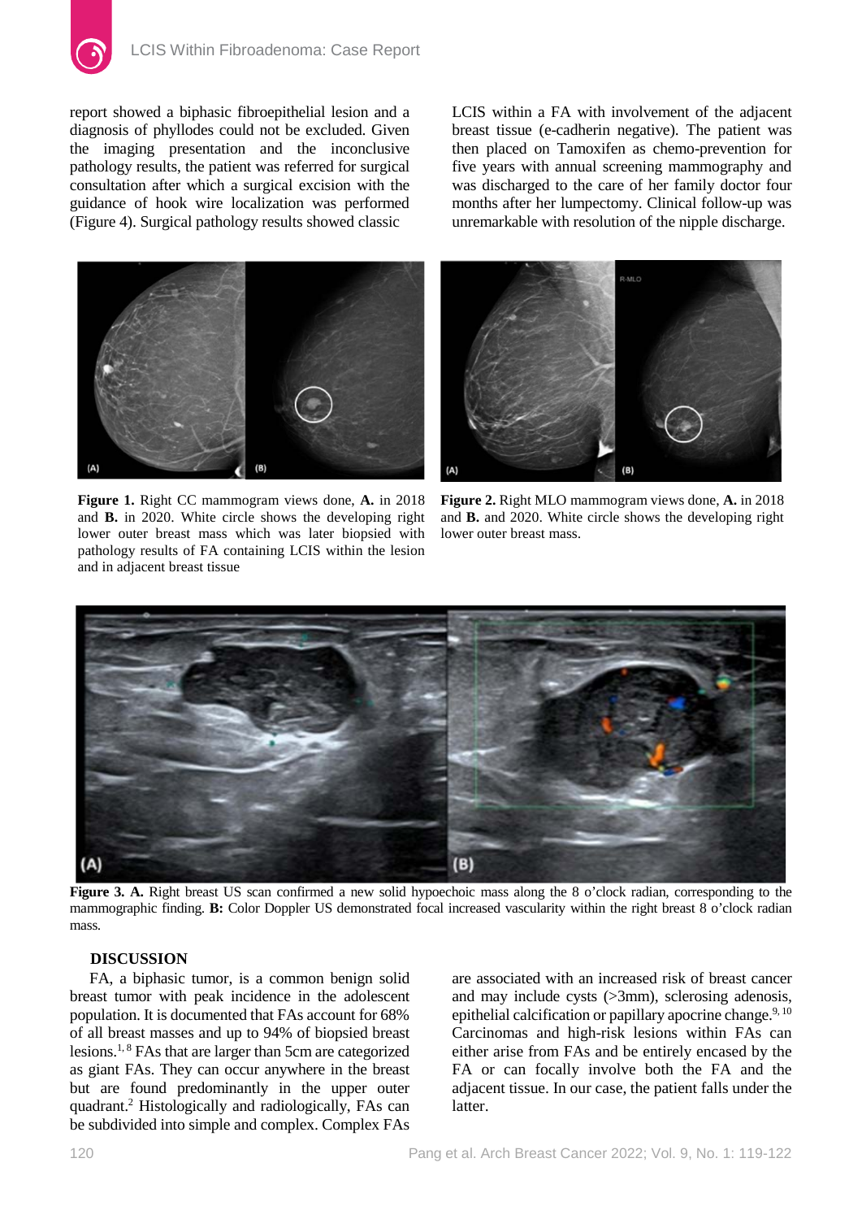report showed a biphasic fibroepithelial lesion and a diagnosis of phyllodes could not be excluded. Given the imaging presentation and the inconclusive pathology results, the patient was referred for surgical consultation after which a surgical excision with the guidance of hook wire localization was performed (Figure 4). Surgical pathology results showed classic LCIS within a FA with involvement of the adjacent breast tissue (e-cadherin negative). The patient was then placed on Tamoxifen as chemo-prevention for five years with annual screening mammography and was discharged to the care of her family doctor four months after her lumpectomy. Clinical follow-up was unremarkable with resolution of the nipple discharge.

**Figure 1.** Right CC mammogram views done, **A.** in 2018 and **B.** in 2020. White circle shows the developing right lower outer breast mass which was later biopsied with pathology results of FA containing LCIS within the lesion and in adjacent breast tissue

**Figure 2.** Right MLO mammogram views done, **A.** in 2018 and **B.** and 2020. White circle shows the developing right lower outer breast mass.

**Figure 3. A.** Right breast US scan confirmed a new solid hypoechoic mass along the 8 o'clock radian, corresponding to the mammographic finding. **B:** Color Doppler US demonstrated focal increased vascularity within the right breast 8 o'clock radian mass.

## DISCUSSION

FA, a biphasic tumor, is a common benign solid breast tumor with peak incidence in the adolescent population. It is documented that FAs account for 68% of all breast masses and up to 94% of biopsied breast lesions.[1, 8] FAs that are larger than 5cm are categorized as giant FAs. They can occur anywhere in the breast but are found predominantly in the upper outer quadrant.[2] Histologically and radiologically, FAs can be subdivided into simple and complex. Complex FAs are associated with an increased risk of breast cancer and may include cysts (>3mm), sclerosing adenosis, epithelial calcification or papillary apocrine change.[9, 10] Carcinomas and high-risk lesions within FAs can either arise from FAs and be entirely encased by the FA or can focally involve both the FA and the adjacent tissue. In our case, the patient falls under the latter.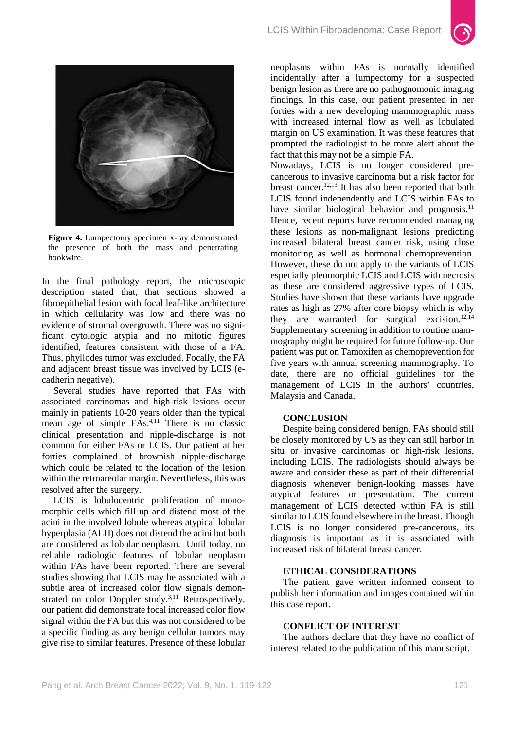Figure 4. Lumpectomy specimen x-ray demonstrated the presence of both the mass and penetrating hookwire.

In the final pathology report, the microscopic description stated that, that sections showed a fibroepithelial lesion with focal leaf-like architecture in which cellularity was low and there was no evidence of stromal overgrowth. There was no significant cytologic atypia and no mitotic figures identified, features consistent with those of a FA. Thus, phyllodes tumor was excluded. Focally, the FA and adjacent breast tissue was involved by LCIS (e-cadherin negative).

Several studies have reported that FAs with associated carcinomas and high-risk lesions occur mainly in patients 10-20 years older than the typical mean age of simple FAs.[4,11] There is no classic clinical presentation and nipple-discharge is not common for either FAs or LCIS. Our patient at her forties complained of brownish nipple-discharge which could be related to the location of the lesion within the retroareolar margin. Nevertheless, this was resolved after the surgery.

LCIS is lobulocentric proliferation of monomorphic cells which fill up and distend most of the acini in the involved lobule whereas atypical lobular hyperplasia (ALH) does not distend the acini but both are considered as lobular neoplasm. Until today, no reliable radiologic features of lobular neoplasm within FAs have been reported. There are several studies showing that LCIS may be associated with a subtle area of increased color flow signals demonstrated on color Doppler study.[3,11] Retrospectively, our patient did demonstrate focal increased color flow signal within the FA but this was not considered to be a specific finding as any benign cellular tumors may give rise to similar features. Presence of these lobular neoplasms within FAs is normally identified incidentally after a lumpectomy for a suspected benign lesion as there are no pathognomonic imaging findings. In this case, our patient presented in her forties with a new developing mammographic mass with increased internal flow as well as lobulated margin on US examination. It was these features that prompted the radiologist to be more alert about the fact that this may not be a simple FA.

Nowadays, LCIS is no longer considered pre-cancerous to invasive carcinoma but a risk factor for breast cancer.[12,13] It has also been reported that both LCIS found independently and LCIS within FAs to have similar biological behavior and prognosis.[11] Hence, recent reports have recommended managing these lesions as non-malignant lesions predicting increased bilateral breast cancer risk, using close monitoring as well as hormonal chemoprevention. However, these do not apply to the variants of LCIS especially pleomorphic LCIS and LCIS with necrosis as these are considered aggressive types of LCIS. Studies have shown that these variants have upgrade rates as high as 27% after core biopsy which is why they are warranted for surgical excision.[12,14] Supplementary screening in addition to routine mammography might be required for future follow-up. Our patient was put on Tamoxifen as chemoprevention for five years with annual screening mammography. To date, there are no official guidelines for the management of LCIS in the authors' countries, Malaysia and Canada.

## CONCLUSION

Despite being considered benign, FAs should still be closely monitored by US as they can still harbor in situ or invasive carcinomas or high-risk lesions, including LCIS. The radiologists should always be aware and consider these as part of their differential diagnosis whenever benign-looking masses have atypical features or presentation. The current management of LCIS detected within FA is still similar to LCIS found elsewhere in the breast. Though LCIS is no longer considered pre-cancerous, its diagnosis is important as it is associated with increased risk of bilateral breast cancer.

## ETHICAL CONSIDERATIONS

The patient gave written informed consent to publish her information and images contained within this case report.

## CONFLICT OF INTEREST

The authors declare that they have no conflict of interest related to the publication of this manuscript.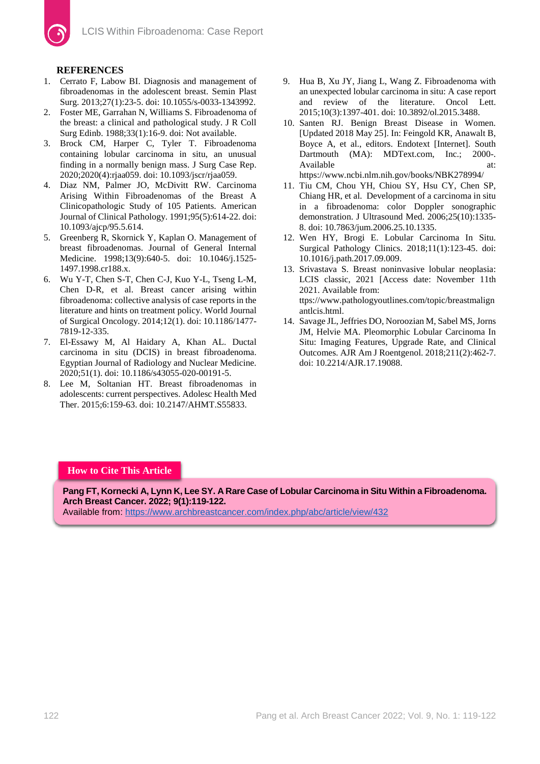## REFERENCES

1. Cerrato F, Labow BI. Diagnosis and management of fibroadenomas in the adolescent breast. Semin Plast Surg. 2013;27(1):23-5. doi: 10.1055/s-0033-1343992.
2. Foster ME, Garrahan N, Williams S. Fibroadenoma of the breast: a clinical and pathological study. J R Coll Surg Edinb. 1988;33(1):16-9. doi: Not available.
3. Brock CM, Harper C, Tyler T. Fibroadenoma containing lobular carcinoma in situ, an unusual finding in a normally benign mass. J Surg Case Rep. 2020;2020(4):rjaa059. doi: 10.1093/jscr/rjaa059.
4. Diaz NM, Palmer JO, McDivitt RW. Carcinoma Arising Within Fibroadenomas of the Breast A Clinicopathologic Study of 105 Patients. American Journal of Clinical Pathology. 1991;95(5):614-22. doi: 10.1093/ajcp/95.5.614.
5. Greenberg R, Skornick Y, Kaplan O. Management of breast fibroadenomas. Journal of General Internal Medicine. 1998;13(9):640-5. doi: 10.1046/j.1525-1497.1998.cr188.x.
6. Wu Y-T, Chen S-T, Chen C-J, Kuo Y-L, Tseng L-M, Chen D-R, et al. Breast cancer arising within fibroadenoma: collective analysis of case reports in the literature and hints on treatment policy. World Journal of Surgical Oncology. 2014;12(1). doi: 10.1186/1477-7819-12-335.
7. El-Essawy M, Al Haidary A, Khan AL. Ductal carcinoma in situ (DCIS) in breast fibroadenoma. Egyptian Journal of Radiology and Nuclear Medicine. 2020;51(1). doi: 10.1186/s43055-020-00191-5.
8. Lee M, Soltanian HT. Breast fibroadenomas in adolescents: current perspectives. Adolesc Health Med Ther. 2015;6:159-63. doi: 10.2147/AHMT.S55833.
9. Hua B, Xu JY, Jiang L, Wang Z. Fibroadenoma with an unexpected lobular carcinoma in situ: A case report and review of the literature. Oncol Lett. 2015;10(3):1397-401. doi: 10.3892/ol.2015.3488.
10. Santen RJ. Benign Breast Disease in Women. [Updated 2018 May 25]. In: Feingold KR, Anawalt B, Boyce A, et al., editors. Endotext [Internet]. South Dartmouth (MA): MDText.com, Inc.; 2000-. Available at: https://www.ncbi.nlm.nih.gov/books/NBK278994/
11. Tiu CM, Chou YH, Chiou SY, Hsu CY, Chen SP, Chiang HR, et al. Development of a carcinoma in situ in a fibroadenoma: color Doppler sonographic demonstration. J Ultrasound Med. 2006;25(10):1335-8. doi: 10.7863/jum.2006.25.10.1335.
12. Wen HY, Brogi E. Lobular Carcinoma In Situ. Surgical Pathology Clinics. 2018;11(1):123-45. doi: 10.1016/j.path.2017.09.009.
13. Srivastava S. Breast noninvasive lobular neoplasia: LCIS classic, 2021 [Access date: November 11th 2021. Available from: ttps://www.pathologyoutlines.com/topic/breastmalignantlcis.html.
14. Savage JL, Jeffries DO, Noroozian M, Sabel MS, Jorns JM, Helvie MA. Pleomorphic Lobular Carcinoma In Situ: Imaging Features, Upgrade Rate, and Clinical Outcomes. AJR Am J Roentgenol. 2018;211(2):462-7. doi: 10.2214/AJR.17.19088.

**How to Cite This Article**

**Pang FT, Kornecki A, Lynn K, Lee SY. A Rare Case of Lobular Carcinoma in Situ Within a Fibroadenoma. Arch Breast Cancer. 2022; 9(1):119-122.**
Available from: https://www.archbreastcancer.com/index.php/abc/article/view/432